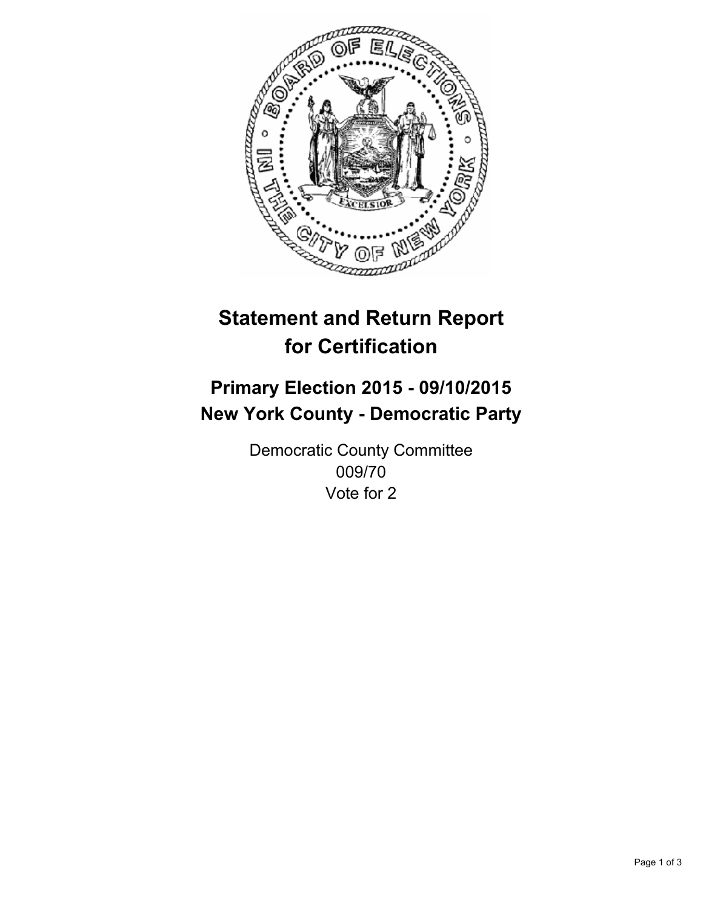# Statement and Return Report for Certification

## Primary Election 2015 - 09/10/2015
## New York County - Democratic Party

Democratic County Committee
009/70
Vote for 2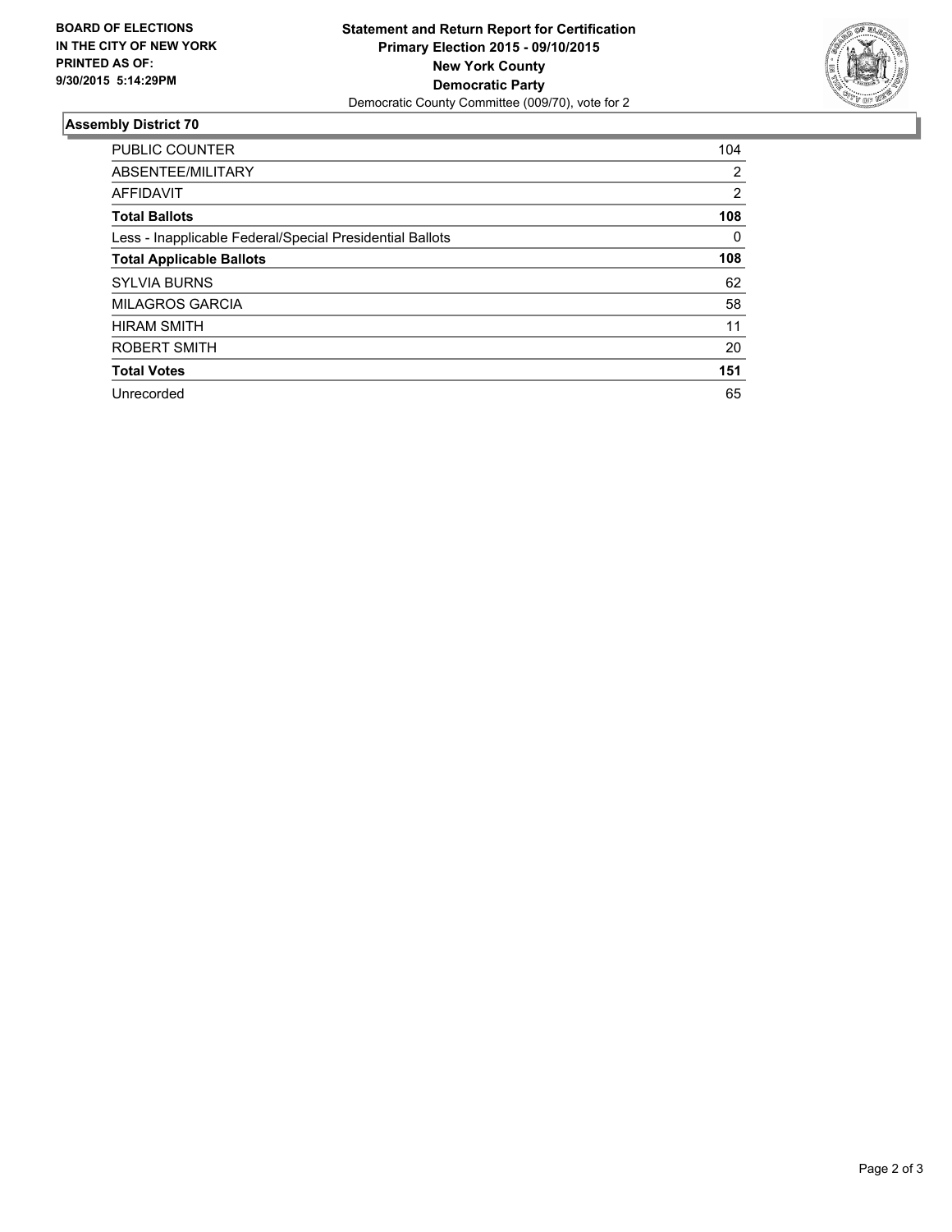**BOARD OF ELECTIONS IN THE CITY OF NEW YORK PRINTED AS OF: 9/30/2015 5:14:29PM**

**Statement and Return Report for Certification**
**Primary Election 2015 - 09/10/2015**
**New York County**
**Democratic Party**
Democratic County Committee (009/70), vote for 2

## Assembly District 70

| | |
|---|---|
| PUBLIC COUNTER | 104 |
| ABSENTEE/MILITARY | 2 |
| AFFIDAVIT | 2 |
| **Total Ballots** | **108** |
| Less - Inapplicable Federal/Special Presidential Ballots | 0 |
| **Total Applicable Ballots** | **108** |
| SYLVIA BURNS | 62 |
| MILAGROS GARCIA | 58 |
| HIRAM SMITH | 11 |
| ROBERT SMITH | 20 |
| **Total Votes** | **151** |
| Unrecorded | 65 |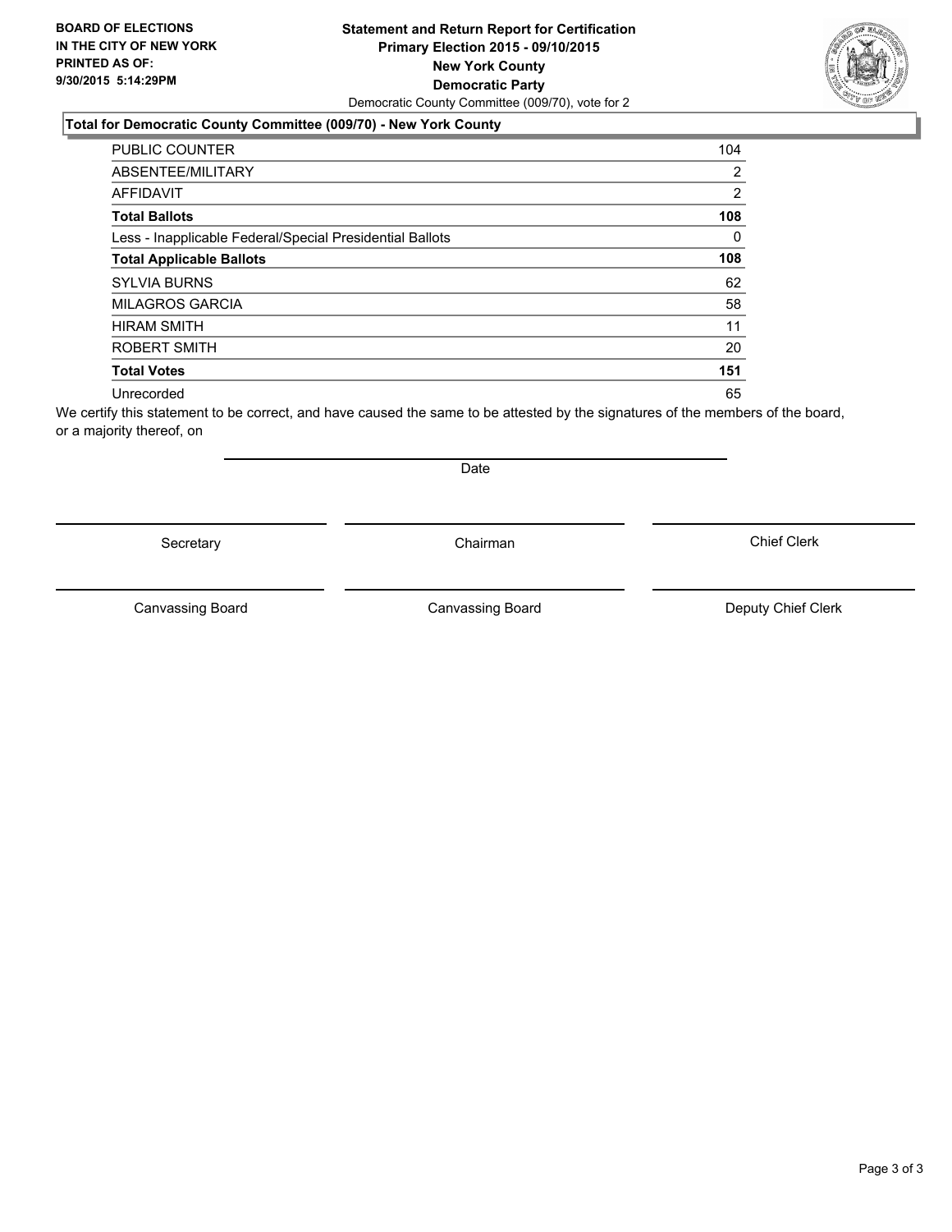**BOARD OF ELECTIONS IN THE CITY OF NEW YORK PRINTED AS OF: 9/30/2015 5:14:29PM**

**Statement and Return Report for Certification**
**Primary Election 2015 - 09/10/2015**
**New York County**
**Democratic Party**
Democratic County Committee (009/70), vote for 2

### Total for Democratic County Committee (009/70) - New York County

| | |
|---|---|
| PUBLIC COUNTER | 104 |
| ABSENTEE/MILITARY | 2 |
| AFFIDAVIT | 2 |
| **Total Ballots** | **108** |
| Less - Inapplicable Federal/Special Presidential Ballots | 0 |
| **Total Applicable Ballots** | **108** |
| SYLVIA BURNS | 62 |
| MILAGROS GARCIA | 58 |
| HIRAM SMITH | 11 |
| ROBERT SMITH | 20 |
| **Total Votes** | **151** |
| Unrecorded | 65 |

We certify this statement to be correct, and have caused the same to be attested by the signatures of the members of the board, or a majority thereof, on

Date

Secretary

Chairman

Chief Clerk

Canvassing Board

Canvassing Board

Deputy Chief Clerk